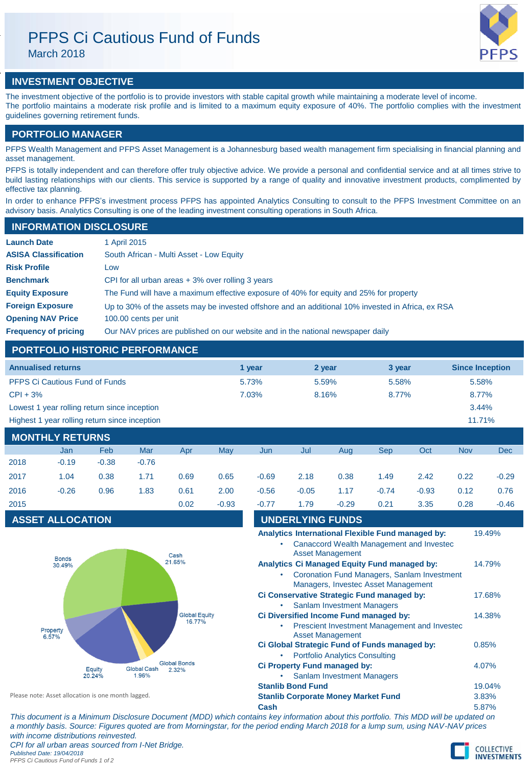# PFPS Ci Cautious Fund of Funds

March 2018

## INVESTMENT OBJECTIVE

The investment objective of the portfolio is to provide investors with stable capital growth while maintaining a moderate level of income. The portfolio maintains a moderate risk profile and is limited to a maximum equity exposure of 40%. The portfolio complies with the investment guidelines governing retirement funds.

## PORTFOLIO MANAGER

PFPS Wealth Management and PFPS Asset Management is a Johannesburg based wealth management firm specialising in financial planning and asset management.

PFPS is totally independent and can therefore offer truly objective advice. We provide a personal and confidential service and at all times strive to build lasting relationships with our clients. This service is supported by a range of quality and innovative investment products, complimented by effective tax planning.

In order to enhance PFPS's investment process PFPS has appointed Analytics Consulting to consult to the PFPS Investment Committee on an advisory basis. Analytics Consulting is one of the leading investment consulting operations in South Africa.

## INFORMATION DISCLOSURE

| | |
|---|---|
| **Launch Date** | 1 April 2015 |
| **ASISA Classification** | South African - Multi Asset - Low Equity |
| **Risk Profile** | Low |
| **Benchmark** | CPI for all urban areas + 3% over rolling 3 years |
| **Equity Exposure** | The Fund will have a maximum effective exposure of 40% for equity and 25% for property |
| **Foreign Exposure** | Up to 30% of the assets may be invested offshore and an additional 10% invested in Africa, ex RSA |
| **Opening NAV Price** | 100.00 cents per unit |
| **Frequency of pricing** | Our NAV prices are published on our website and in the national newspaper daily |

## PORTFOLIO HISTORIC PERFORMANCE

| Annualised returns | 1 year | 2 year | 3 year | Since Inception |
|---|---|---|---|---|
| PFPS Ci Cautious Fund of Funds | 5.73% | 5.59% | 5.58% | 5.58% |
| CPI + 3% | 7.03% | 8.16% | 8.77% | 8.77% |
| Lowest 1 year rolling return since inception | | | | 3.44% |
| Highest 1 year rolling return since inception | | | | 11.71% |

## MONTHLY RETURNS

| | Jan | Feb | Mar | Apr | May | Jun | Jul | Aug | Sep | Oct | Nov | Dec |
|---|---|---|---|---|---|---|---|---|---|---|---|---|
| 2018 | -0.19 | -0.38 | -0.76 | | | | | | | | | |
| 2017 | 1.04 | 0.38 | 1.71 | 0.69 | 0.65 | -0.69 | 2.18 | 0.38 | 1.49 | 2.42 | 0.22 | -0.29 |
| 2016 | -0.26 | 0.96 | 1.83 | 0.61 | 2.00 | -0.56 | -0.05 | 1.17 | -0.74 | -0.93 | 0.12 | 0.76 |
| 2015 | | | | 0.02 | -0.93 | -0.77 | 1.79 | -0.29 | 0.21 | 3.35 | 0.28 | -0.46 |

## ASSET ALLOCATION

| Asset | Allocation |
|---|---|
| Bonds | 30.49% |
| Cash | 21.65% |
| Global Equity | 16.77% |
| Global Bonds | 2.32% |
| Global Cash | 1.96% |
| Equity | 20.24% |
| Property | 6.57% |

Please note: Asset allocation is one month lagged.

## UNDERLYING FUNDS

| Fund | Allocation |
|---|---|
| **Analytics International Flexible Fund managed by:** <br>• Canaccord Wealth Management and Investec Asset Management | 19.49% |
| **Analytics Ci Managed Equity Fund managed by:** <br>• Coronation Fund Managers, Sanlam Investment Managers, Investec Asset Management | 14.79% |
| **Ci Conservative Strategic Fund managed by:** <br>• Sanlam Investment Managers | 17.68% |
| **Ci Diversified Income Fund managed by:** <br>• Prescient Investment Management and Investec Asset Management | 14.38% |
| **Ci Global Strategic Fund of Funds managed by:** <br>• Portfolio Analytics Consulting | 0.85% |
| **Ci Property Fund managed by:** <br>• Sanlam Investment Managers | 4.07% |
| **Stanlib Bond Fund** | 19.04% |
| **Stanlib Corporate Money Market Fund** | 3.83% |
| **Cash** | 5.87% |

*This document is a Minimum Disclosure Document (MDD) which contains key information about this portfolio. This MDD will be updated on a monthly basis. Source: Figures quoted are from Morningstar, for the period ending March 2018 for a lump sum, using NAV-NAV prices with income distributions reinvested.*

*CPI for all urban areas sourced from I-Net Bridge.*

*Published Date: 19/04/2018*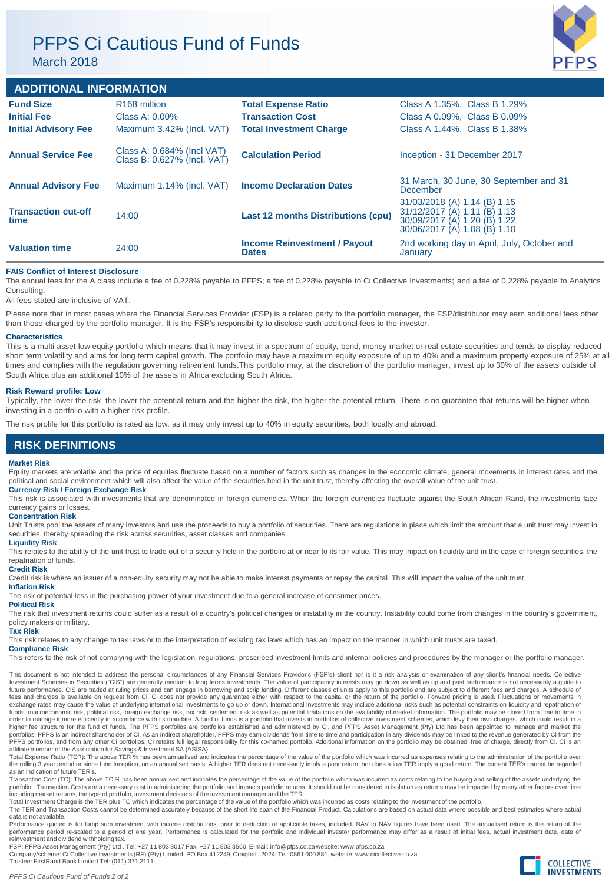# PFPS Ci Cautious Fund of Funds

March 2018

## ADDITIONAL INFORMATION

| | | | |
|---|---|---|---|
| **Fund Size** | R168 million | **Total Expense Ratio** | Class A 1.35%, Class B 1.29% |
| **Initial Fee** | Class A: 0.00% | **Transaction Cost** | Class A 0.09%, Class B 0.09% |
| **Initial Advisory Fee** | Maximum 3.42% (Incl. VAT) | **Total Investment Charge** | Class A 1.44%, Class B 1.38% |
| **Annual Service Fee** | Class A: 0.684% (Incl VAT) Class B: 0.627% (Incl. VAT) | **Calculation Period** | Inception - 31 December 2017 |
| **Annual Advisory Fee** | Maximum 1.14% (incl. VAT) | **Income Declaration Dates** | 31 March, 30 June, 30 September and 31 December |
| **Transaction cut-off time** | 14:00 | **Last 12 months Distributions (cpu)** | 31/03/2018 (A) 1.14 (B) 1.15<br>31/12/2017 (A) 1.11 (B) 1.13<br>30/09/2017 (A) 1.20 (B) 1.22<br>30/06/2017 (A) 1.08 (B) 1.10 |
| **Valuation time** | 24:00 | **Income Reinvestment / Payout Dates** | 2nd working day in April, July, October and January |

**FAIS Conflict of Interest Disclosure**

The annual fees for the A class include a fee of 0.228% payable to PFPS; a fee of 0.228% payable to Ci Collective Investments; and a fee of 0.228% payable to Analytics Consulting.

All fees stated are inclusive of VAT.

Please note that in most cases where the Financial Services Provider (FSP) is a related party to the portfolio manager, the FSP/distributor may earn additional fees other than those charged by the portfolio manager. It is the FSP's responsibility to disclose such additional fees to the investor.

**Characteristics**

This is a multi-asset low equity portfolio which means that it may invest in a spectrum of equity, bond, money market or real estate securities and tends to display reduced short term volatility and aims for long term capital growth. The portfolio may have a maximum equity exposure of up to 40% and a maximum property exposure of 25% at all times and complies with the regulation governing retirement funds.This portfolio may, at the discretion of the portfolio manager, invest up to 30% of the assets outside of South Africa plus an additional 10% of the assets in Africa excluding South Africa.

**Risk Reward profile: Low**

Typically, the lower the risk, the lower the potential return and the higher the risk, the higher the potential return. There is no guarantee that returns will be higher when investing in a portfolio with a higher risk profile.

The risk profile for this portfolio is rated as low, as it may only invest up to 40% in equity securities, both locally and abroad.

## RISK DEFINITIONS

**Market Risk**

Equity markets are volatile and the price of equities fluctuate based on a number of factors such as changes in the economic climate, general movements in interest rates and the political and social environment which will also affect the value of the securities held in the unit trust, thereby affecting the overall value of the unit trust.

**Currency Risk / Foreign Exchange Risk**

This risk is associated with investments that are denominated in foreign currencies. When the foreign currencies fluctuate against the South African Rand, the investments face currency gains or losses.

**Concentration Risk**

Unit Trusts pool the assets of many investors and use the proceeds to buy a portfolio of securities. There are regulations in place which limit the amount that a unit trust may invest in securities, thereby spreading the risk across securities, asset classes and companies.

**Liquidity Risk**

This relates to the ability of the unit trust to trade out of a security held in the portfolio at or near to its fair value. This may impact on liquidity and in the case of foreign securities, the repatriation of funds.

**Credit Risk**

Credit risk is where an issuer of a non-equity security may not be able to make interest payments or repay the capital. This will impact the value of the unit trust.

**Inflation Risk**

The risk of potential loss in the purchasing power of your investment due to a general increase of consumer prices.

**Political Risk**

The risk that investment returns could suffer as a result of a country's political changes or instability in the country. Instability could come from changes in the country's government, policy makers or military.

**Tax Risk**

This risk relates to any change to tax laws or to the interpretation of existing tax laws which has an impact on the manner in which unit trusts are taxed.

**Compliance Risk**

This refers to the risk of not complying with the legislation, regulations, prescribed investment limits and internal policies and procedures by the manager or the portfolio manager.

This document is not intended to address the personal circumstances of any Financial Services Provider's (FSP's) client nor is it a risk analysis or examination of any client's financial needs. Collective Investment Schemes in Securities ("CIS") are generally medium to long terms investments. The value of participatory interests may go down as well as up and past performance is not necessarily a guide to future performance. CIS are traded at ruling prices and can engage in borrowing and scrip lending. Different classes of units apply to this portfolio and are subject to different fees and charges. A schedule of fees and charges is available on request from Ci. Ci does not provide any guarantee either with respect to the capital or the return of the portfolio. Forward pricing is used. Fluctuations or movements in exchange rates may cause the value of underlying international investments to go up or down. International Investments may include additional risks such as potential constraints on liquidity and repatriation of funds, macroeconomic risk, political risk, foreign exchange risk, tax risk, settlement risk as well as potential limitations on the availability of market information. The portfolio may be closed from time to time in order to manage it more efficiently in accordance with its mandate. A fund of funds is a portfolio that invests in portfolios of collective investment schemes, which levy their own charges, which could result in a higher fee structure for the fund of funds. The PFPS portfolios are portfolios established and administered by Ci, and PFPS Asset Management (Pty) Ltd has been appointed to manage and market the portfolios. PFPS is an indirect shareholder of Ci. As an indirect shareholder, PFPS may earn dividends from time to time and participation in any dividends may be linked to the revenue generated by Ci from the PFPS portfolios, and from any other Ci portfolios. Ci retains full legal responsibility for this co-named portfolio. Additional information on the portfolio may be obtained, free of charge, directly from Ci. Ci is an affiliate member of the Association for Savings & Investment SA (ASISA).

Total Expense Ratio (TER): The above TER % has been annualised and indicates the percentage of the value of the portfolio which was incurred as expenses relating to the administration of the portfolio over the rolling 3 year period or since fund inception, on an annualised basis. A higher TER does not necessarily imply a poor return, nor does a low TER imply a good return. The current TER's cannot be regarded as an indication of future TER's.

Transaction Cost (TC): The above TC % has been annualised and indicates the percentage of the value of the portfolio which was incurred as costs relating to the buying and selling of the assets underlying the portfolio. Transaction Costs are a necessary cost in administering the portfolio and impacts portfolio returns. It should not be considered in isolation as returns may be impacted by many other factors over time including market returns, the type of portfolio, investment decisions of the investment manager and the TER.

Total Investment Charge is the TER plus TC which indicates the percentage of the value of the portfolio which was incurred as costs relating to the investment of the portfolio.

The TER and Transaction Costs cannot be determined accurately because of the short life span of the Financial Product. Calculations are based on actual data where possible and best estimates where actual data is not available.

Performance quoted is for lump sum investment with income distributions, prior to deduction of applicable taxes, included. NAV to NAV figures have been used. The annualised return is the return of the performance period re-scaled to a period of one year. Performance is calculated for the portfolio and individual investor performance may differ as a result of initial fees, actual investment date, date of reinvestment and dividend withholding tax.

FSP: PFPS Asset Management (Pty) Ltd , Tel: +27 11 803 3017 Fax: +27 11 803 3560 E-mail: info@pfps.co.za website: www.pfps.co.za

Company/scheme: Ci Collective Investments (RF) (Pty) Limited, PO Box 412249, Craighall, 2024; Tel: 0861 000 881, website: www.cicollective.co.za

Trustee: FirstRand Bank Limited Tel: (011) 371 2111.